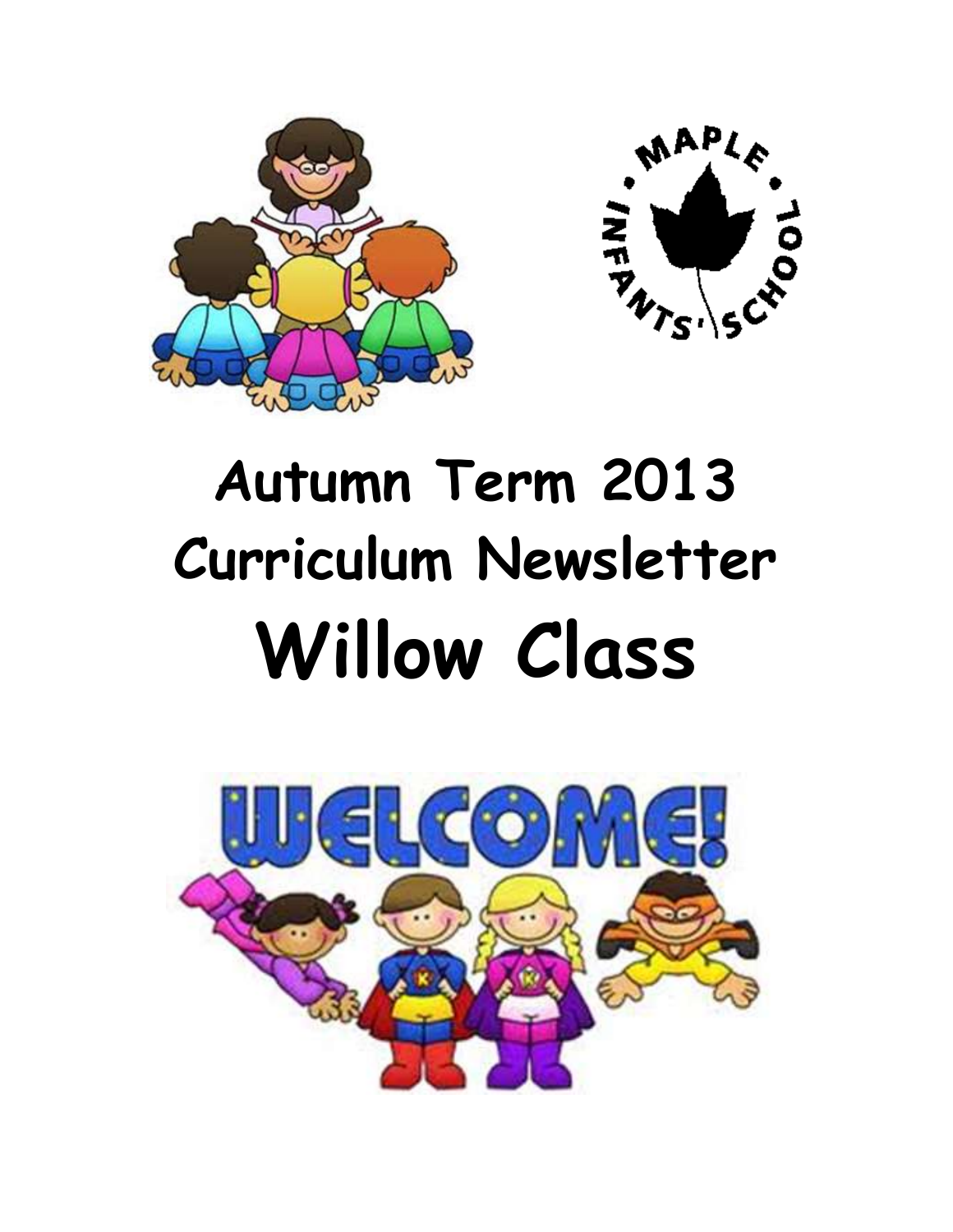# Autumn Term 2013
# Curriculum Newsletter
# Willow Class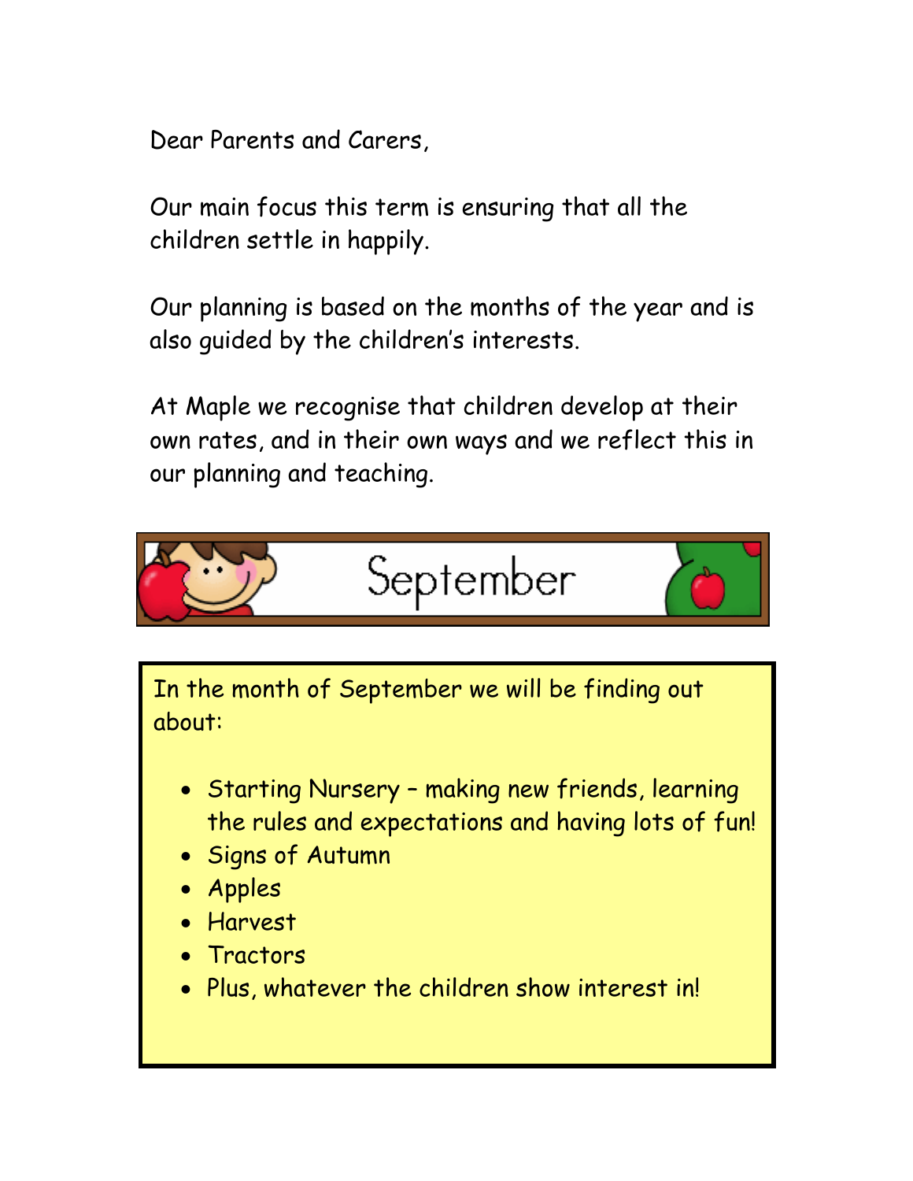Dear Parents and Carers,

Our main focus this term is ensuring that all the children settle in happily.

Our planning is based on the months of the year and is also guided by the children's interests.

At Maple we recognise that children develop at their own rates, and in their own ways and we reflect this in our planning and teaching.

## September

In the month of September we will be finding out about:

- Starting Nursery – making new friends, learning the rules and expectations and having lots of fun!
- Signs of Autumn
- Apples
- Harvest
- Tractors
- Plus, whatever the children show interest in!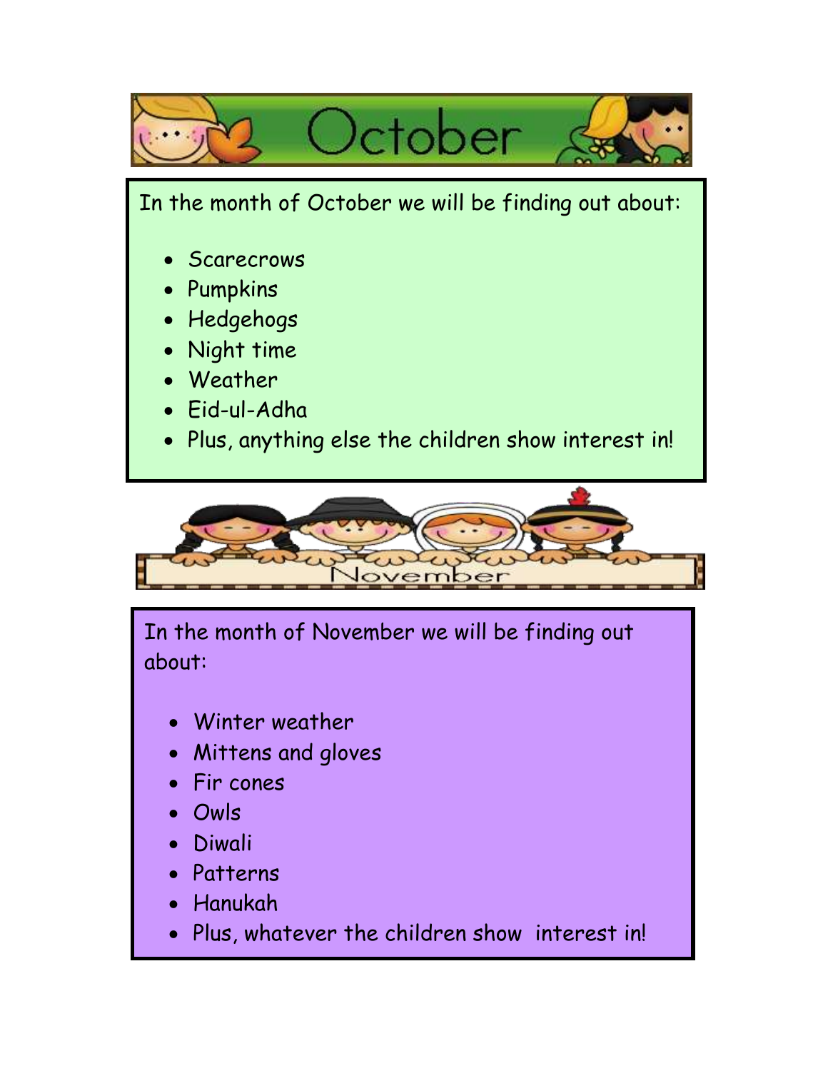# October

In the month of October we will be finding out about:

- Scarecrows
- Pumpkins
- Hedgehogs
- Night time
- Weather
- Eid-ul-Adha
- Plus, anything else the children show interest in!

# November

In the month of November we will be finding out about:

- Winter weather
- Mittens and gloves
- Fir cones
- Owls
- Diwali
- Patterns
- Hanukah
- Plus, whatever the children show interest in!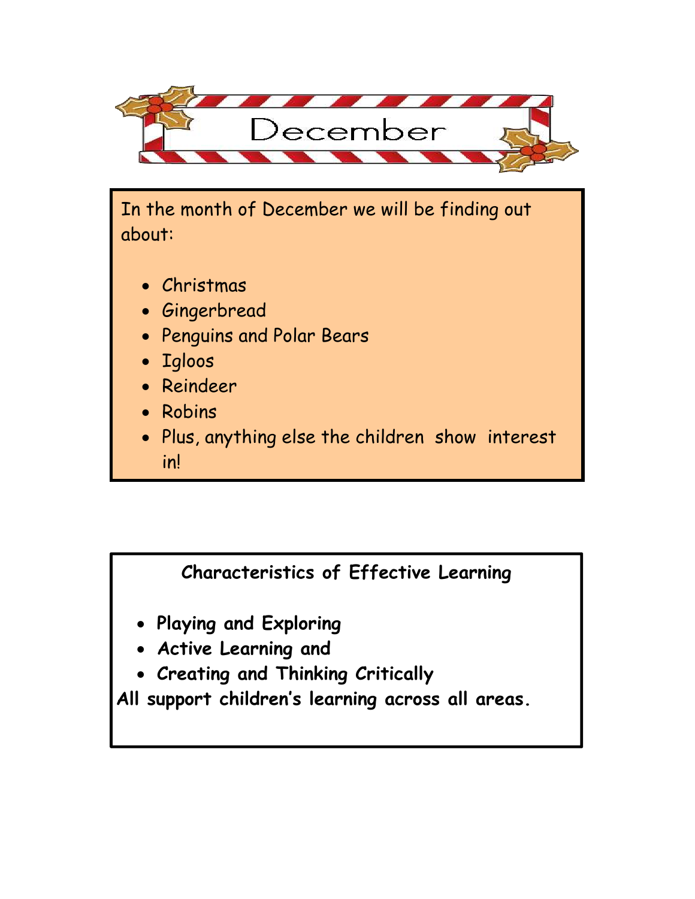# December

In the month of December we will be finding out about:

- Christmas
- Gingerbread
- Penguins and Polar Bears
- Igloos
- Reindeer
- Robins
- Plus, anything else the children show interest in!

**Characteristics of Effective Learning**

- ***Playing and Exploring***
- ***Active Learning and***
- ***Creating and Thinking Critically***

**All support children's learning across all areas.**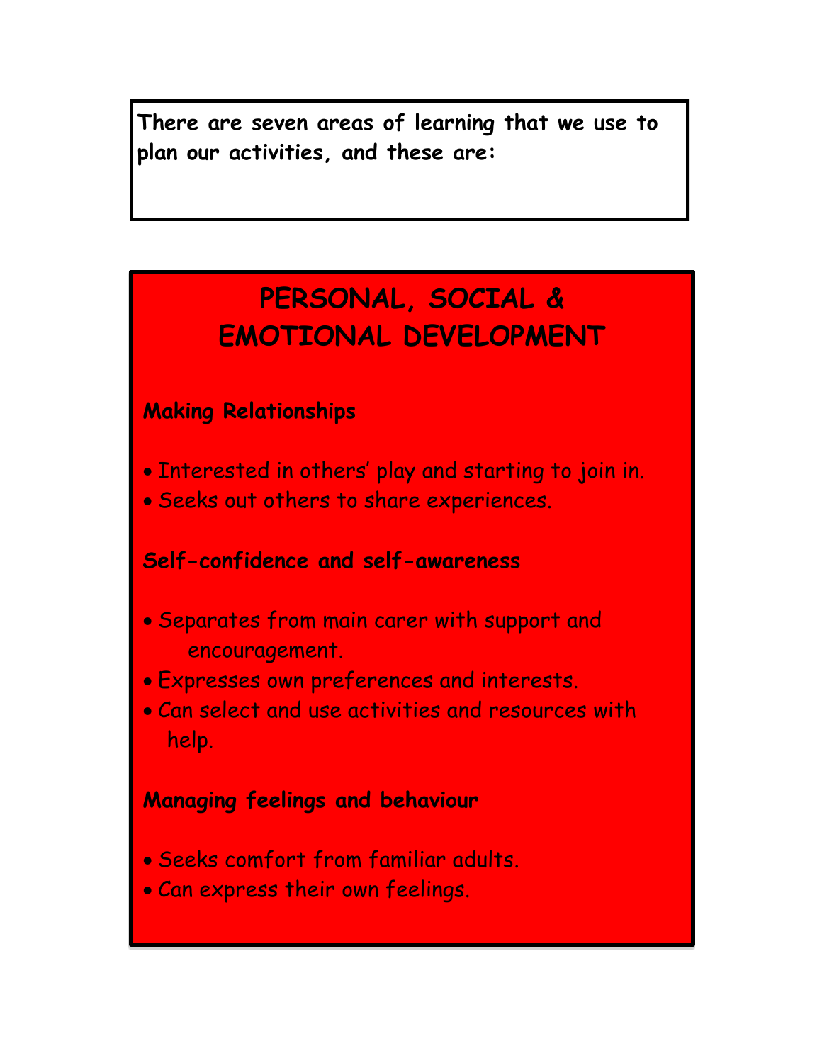**There are seven areas of learning that we use to plan our activities, and these are:**

# PERSONAL, SOCIAL & EMOTIONAL DEVELOPMENT

**Making Relationships**

- Interested in others' play and starting to join in.
- Seeks out others to share experiences.

**Self-confidence and self-awareness**

- Separates from main carer with support and encouragement.
- Expresses own preferences and interests.
- Can select and use activities and resources with help.

**Managing feelings and behaviour**

- Seeks comfort from familiar adults.
- Can express their own feelings.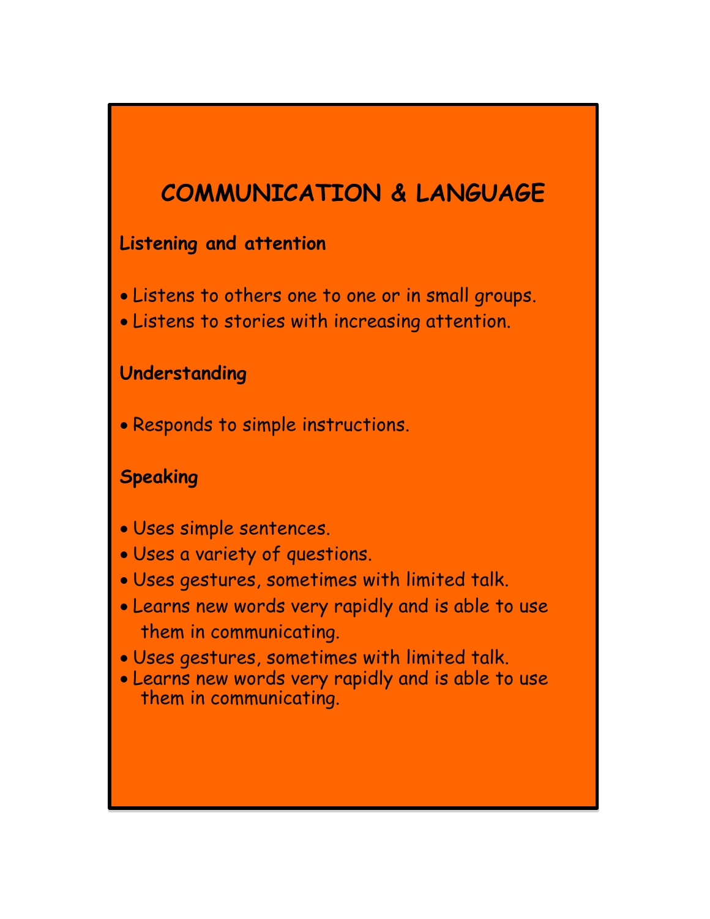# COMMUNICATION & LANGUAGE

**Listening and attention**

- Listens to others one to one or in small groups.
- Listens to stories with increasing attention.

**Understanding**

- Responds to simple instructions.

**Speaking**

- Uses simple sentences.
- Uses a variety of questions.
- Uses gestures, sometimes with limited talk.
- Learns new words very rapidly and is able to use them in communicating.
- Uses gestures, sometimes with limited talk.
- Learns new words very rapidly and is able to use them in communicating.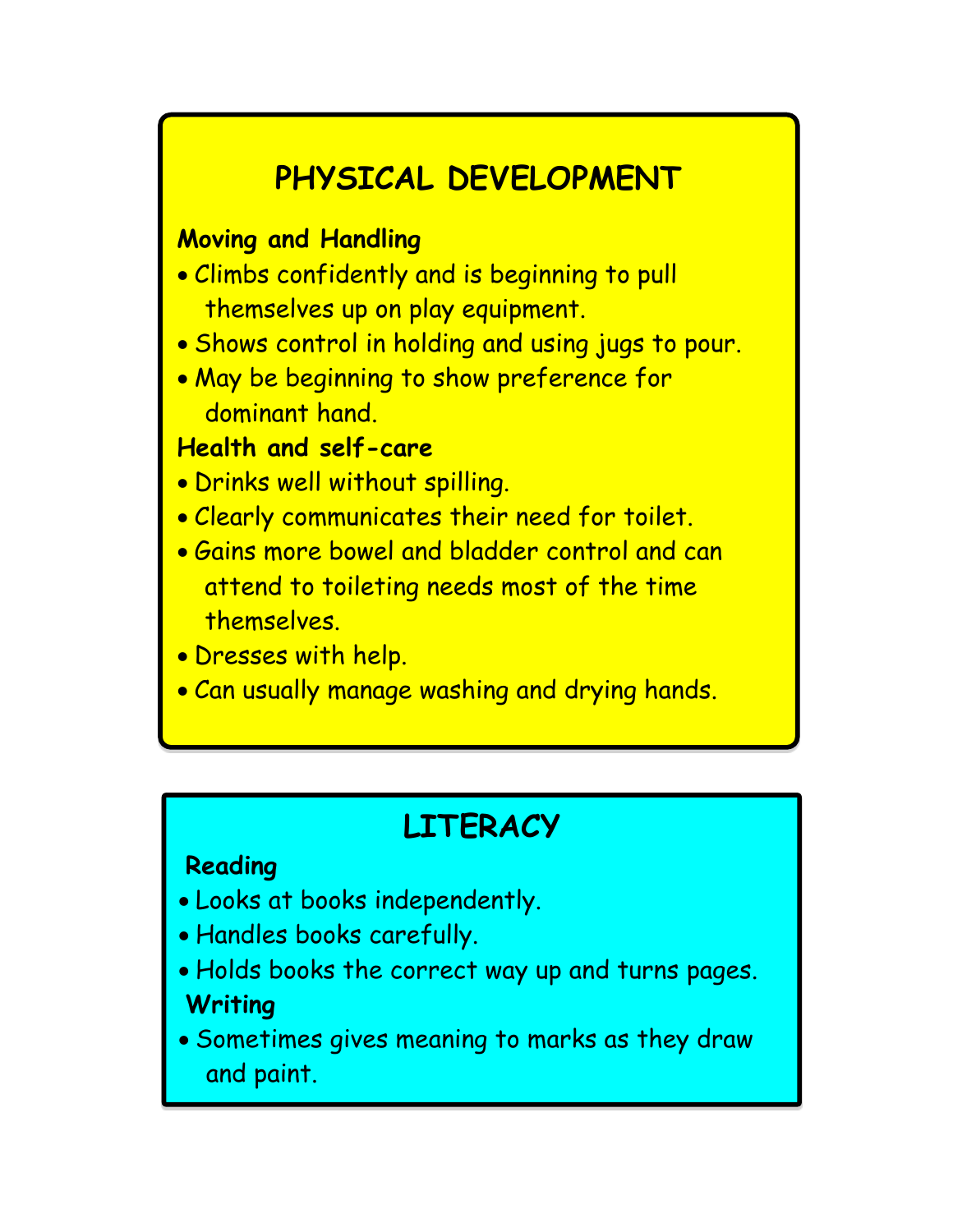## PHYSICAL DEVELOPMENT

**Moving and Handling**

- Climbs confidently and is beginning to pull themselves up on play equipment.
- Shows control in holding and using jugs to pour.
- May be beginning to show preference for dominant hand.

**Health and self-care**

- Drinks well without spilling.
- Clearly communicates their need for toilet.
- Gains more bowel and bladder control and can attend to toileting needs most of the time themselves.
- Dresses with help.
- Can usually manage washing and drying hands.

## LITERACY

**Reading**

- Looks at books independently.
- Handles books carefully.
- Holds books the correct way up and turns pages.

**Writing**

- Sometimes gives meaning to marks as they draw and paint.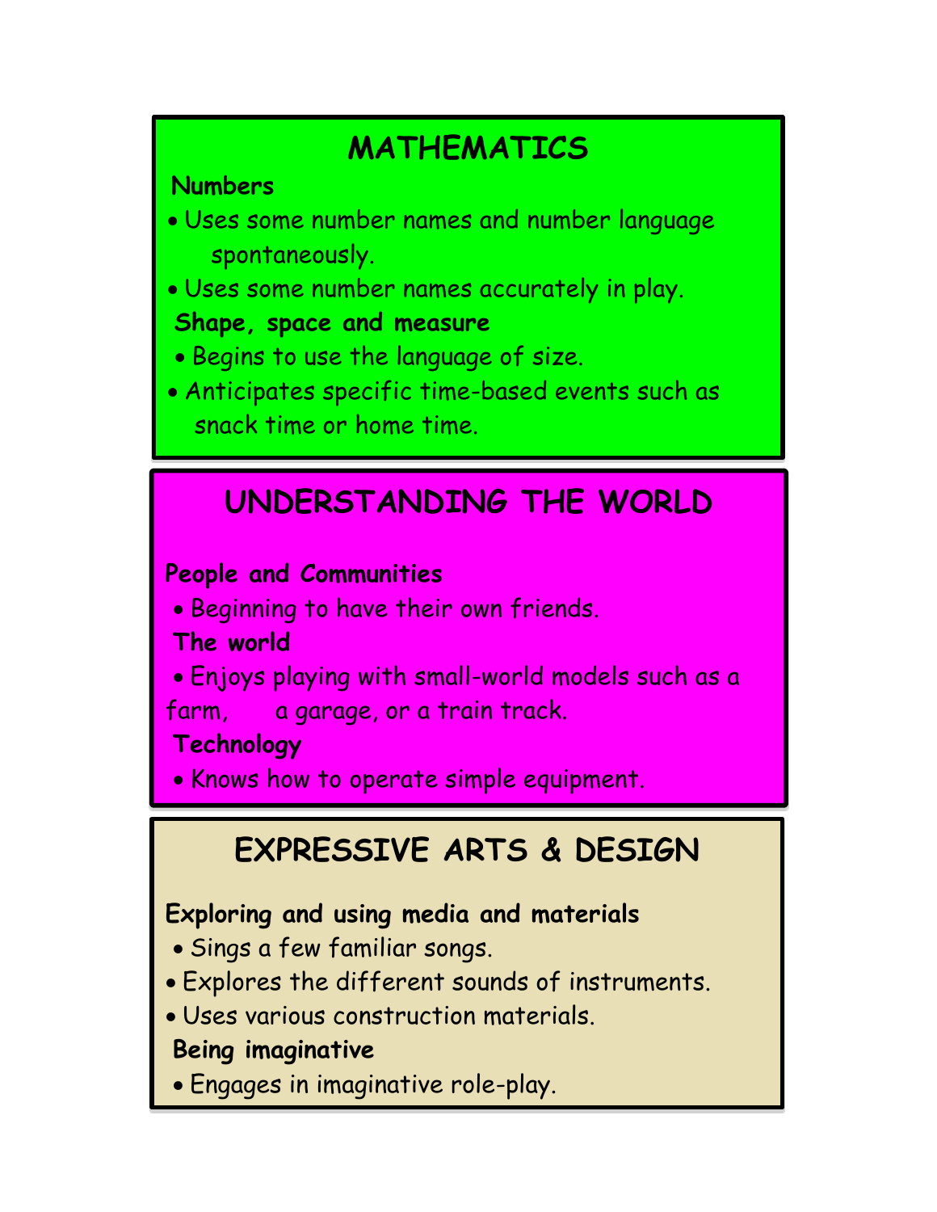## MATHEMATICS

**Numbers**

- Uses some number names and number language spontaneously.
- Uses some number names accurately in play.

**Shape, space and measure**

- Begins to use the language of size.
- Anticipates specific time-based events such as snack time or home time.

## UNDERSTANDING THE WORLD

**People and Communities**

- Beginning to have their own friends.

**The world**

- Enjoys playing with small-world models such as a farm, a garage, or a train track.

**Technology**

- Knows how to operate simple equipment.

## EXPRESSIVE ARTS & DESIGN

**Exploring and using media and materials**

- Sings a few familiar songs.
- Explores the different sounds of instruments.
- Uses various construction materials.

**Being imaginative**

- Engages in imaginative role-play.